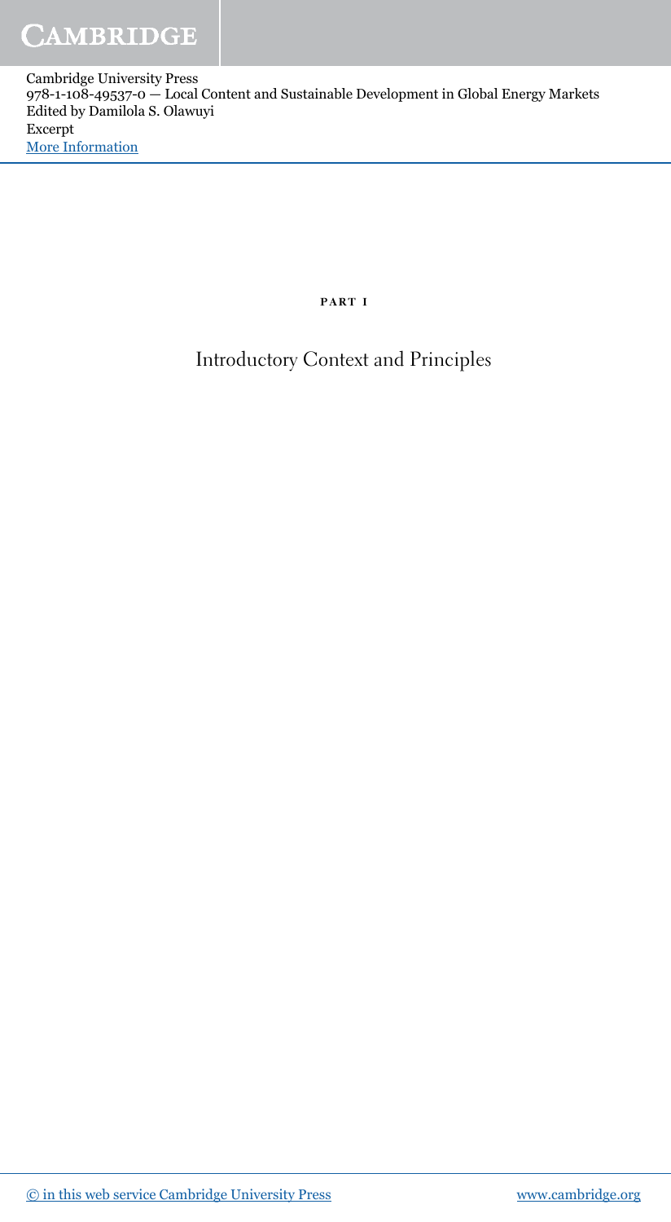PART I

# Introductory Context and Principles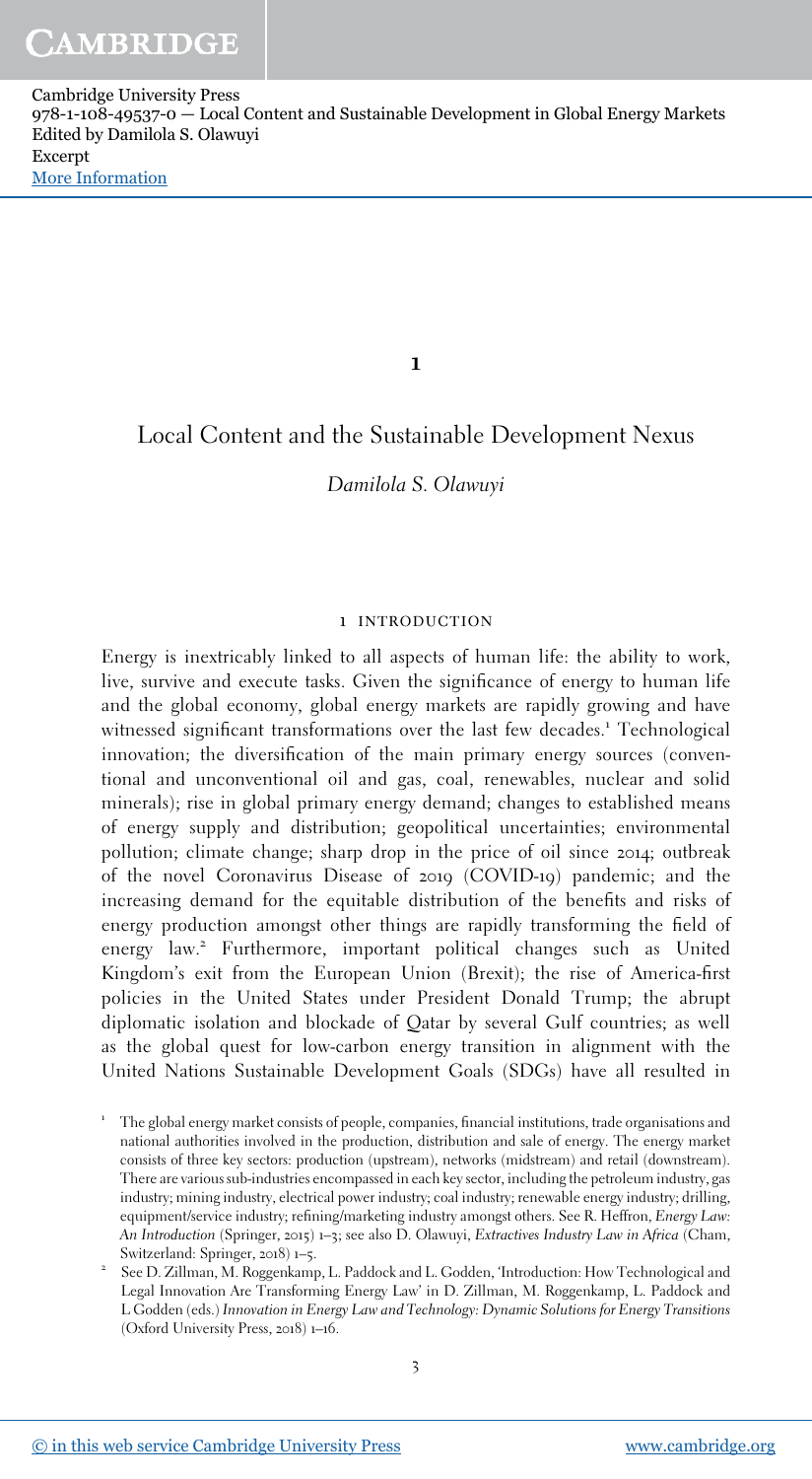# 1

## Local Content and the Sustainable Development Nexus

*Damilola S. Olawuyi*

### 1 INTRODUCTION

Energy is inextricably linked to all aspects of human life: the ability to work, live, survive and execute tasks. Given the significance of energy to human life and the global economy, global energy markets are rapidly growing and have witnessed significant transformations over the last few decades.[1] Technological innovation; the diversification of the main primary energy sources (conventional and unconventional oil and gas, coal, renewables, nuclear and solid minerals); rise in global primary energy demand; changes to established means of energy supply and distribution; geopolitical uncertainties; environmental pollution; climate change; sharp drop in the price of oil since 2014; outbreak of the novel Coronavirus Disease of 2019 (COVID-19) pandemic; and the increasing demand for the equitable distribution of the benefits and risks of energy production amongst other things are rapidly transforming the field of energy law.[2] Furthermore, important political changes such as United Kingdom's exit from the European Union (Brexit); the rise of America-first policies in the United States under President Donald Trump; the abrupt diplomatic isolation and blockade of Qatar by several Gulf countries; as well as the global quest for low-carbon energy transition in alignment with the United Nations Sustainable Development Goals (SDGs) have all resulted in

[1] The global energy market consists of people, companies, financial institutions, trade organisations and national authorities involved in the production, distribution and sale of energy. The energy market consists of three key sectors: production (upstream), networks (midstream) and retail (downstream). There are various sub-industries encompassed in each key sector, including the petroleum industry, gas industry; mining industry, electrical power industry; coal industry; renewable energy industry; drilling, equipment/service industry; refining/marketing industry amongst others. See R. Heffron, *Energy Law: An Introduction* (Springer, 2015) 1–3; see also D. Olawuyi, *Extractives Industry Law in Africa* (Cham, Switzerland: Springer, 2018) 1–5.

[2] See D. Zillman, M. Roggenkamp, L. Paddock and L. Godden, 'Introduction: How Technological and Legal Innovation Are Transforming Energy Law' in D. Zillman, M. Roggenkamp, L. Paddock and L Godden (eds.) *Innovation in Energy Law and Technology: Dynamic Solutions for Energy Transitions* (Oxford University Press, 2018) 1–16.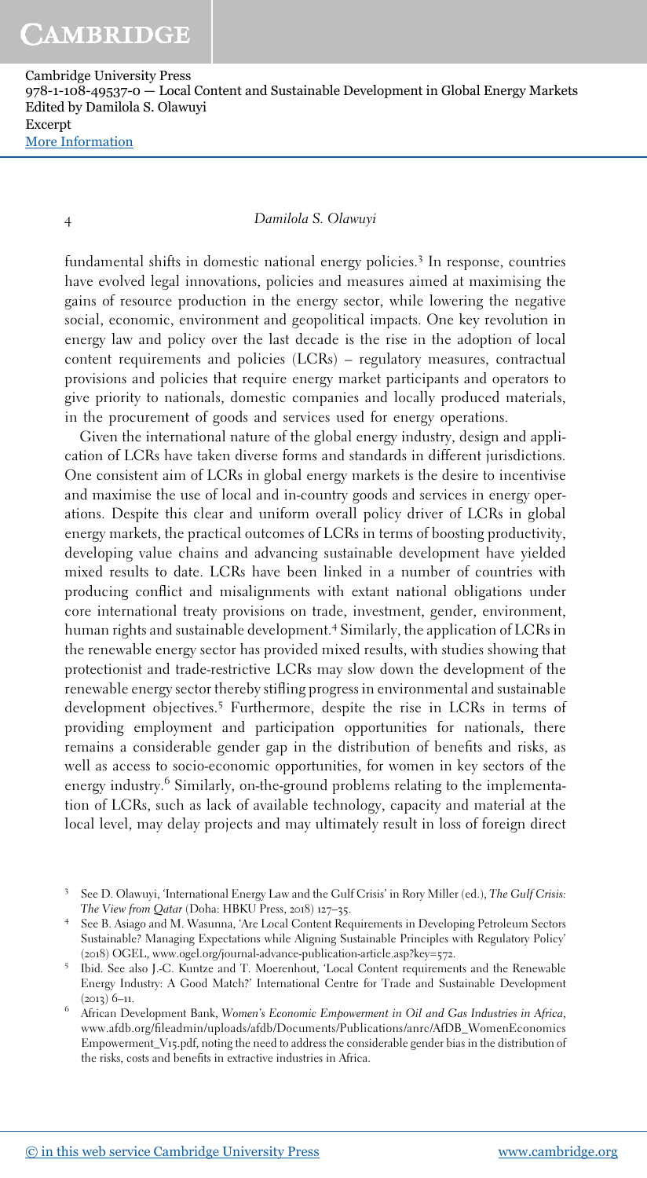fundamental shifts in domestic national energy policies.[3] In response, countries have evolved legal innovations, policies and measures aimed at maximising the gains of resource production in the energy sector, while lowering the negative social, economic, environment and geopolitical impacts. One key revolution in energy law and policy over the last decade is the rise in the adoption of local content requirements and policies (LCRs) – regulatory measures, contractual provisions and policies that require energy market participants and operators to give priority to nationals, domestic companies and locally produced materials, in the procurement of goods and services used for energy operations.

Given the international nature of the global energy industry, design and application of LCRs have taken diverse forms and standards in different jurisdictions. One consistent aim of LCRs in global energy markets is the desire to incentivise and maximise the use of local and in-country goods and services in energy operations. Despite this clear and uniform overall policy driver of LCRs in global energy markets, the practical outcomes of LCRs in terms of boosting productivity, developing value chains and advancing sustainable development have yielded mixed results to date. LCRs have been linked in a number of countries with producing conflict and misalignments with extant national obligations under core international treaty provisions on trade, investment, gender, environment, human rights and sustainable development.[4] Similarly, the application of LCRs in the renewable energy sector has provided mixed results, with studies showing that protectionist and trade-restrictive LCRs may slow down the development of the renewable energy sector thereby stifling progress in environmental and sustainable development objectives.[5] Furthermore, despite the rise in LCRs in terms of providing employment and participation opportunities for nationals, there remains a considerable gender gap in the distribution of benefits and risks, as well as access to socio-economic opportunities, for women in key sectors of the energy industry.[6] Similarly, on-the-ground problems relating to the implementation of LCRs, such as lack of available technology, capacity and material at the local level, may delay projects and may ultimately result in loss of foreign direct

[3] See D. Olawuyi, 'International Energy Law and the Gulf Crisis' in Rory Miller (ed.), *The Gulf Crisis: The View from Qatar* (Doha: HBKU Press, 2018) 127–35.

[4] See B. Asiago and M. Wasunna, 'Are Local Content Requirements in Developing Petroleum Sectors Sustainable? Managing Expectations while Aligning Sustainable Principles with Regulatory Policy' (2018) OGEL, www.ogel.org/journal-advance-publication-article.asp?key=572.

[5] Ibid. See also J.-C. Kuntze and T. Moerenhout, 'Local Content requirements and the Renewable Energy Industry: A Good Match?' International Centre for Trade and Sustainable Development (2013) 6–11.

[6] African Development Bank, *Women's Economic Empowerment in Oil and Gas Industries in Africa*, www.afdb.org/fileadmin/uploads/afdb/Documents/Publications/anrc/AfDB_WomenEconomicsEmpowerment_V15.pdf, noting the need to address the considerable gender bias in the distribution of the risks, costs and benefits in extractive industries in Africa.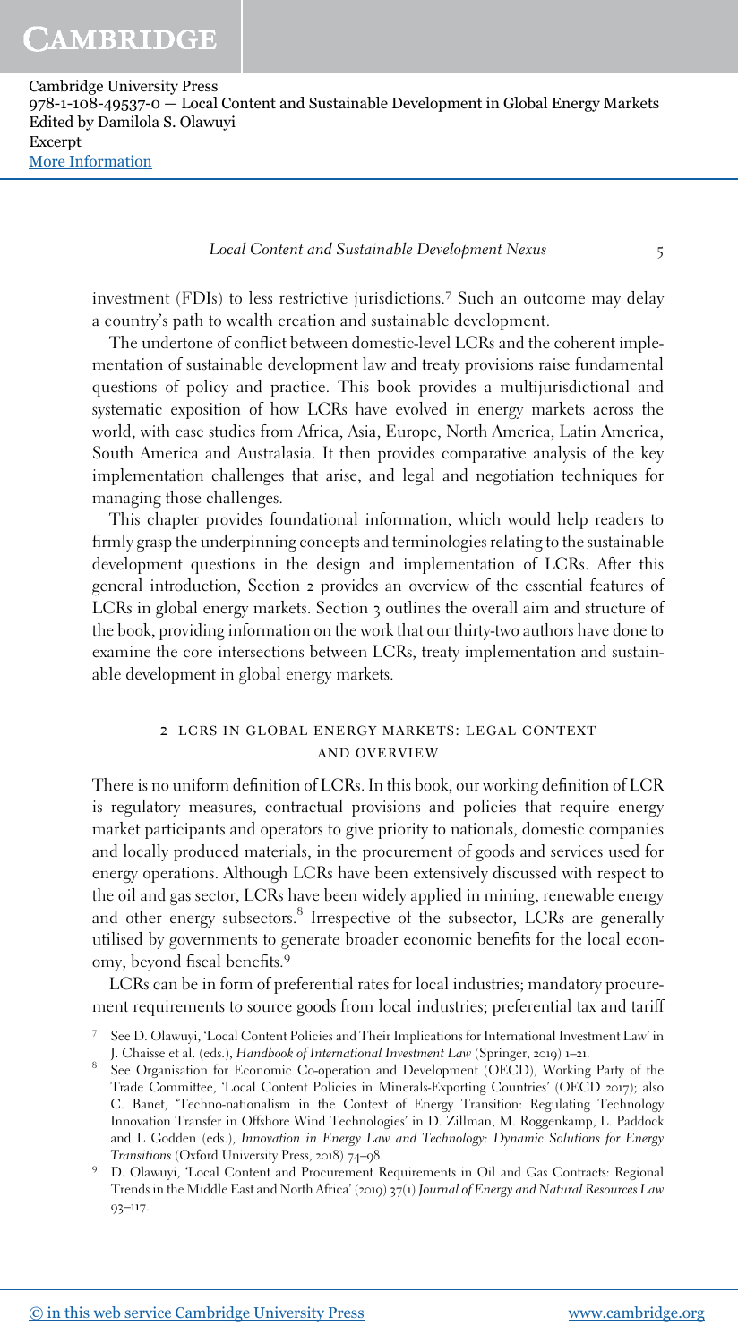investment (FDIs) to less restrictive jurisdictions.[7] Such an outcome may delay a country's path to wealth creation and sustainable development.

The undertone of conflict between domestic-level LCRs and the coherent implementation of sustainable development law and treaty provisions raise fundamental questions of policy and practice. This book provides a multijurisdictional and systematic exposition of how LCRs have evolved in energy markets across the world, with case studies from Africa, Asia, Europe, North America, Latin America, South America and Australasia. It then provides comparative analysis of the key implementation challenges that arise, and legal and negotiation techniques for managing those challenges.

This chapter provides foundational information, which would help readers to firmly grasp the underpinning concepts and terminologies relating to the sustainable development questions in the design and implementation of LCRs. After this general introduction, Section 2 provides an overview of the essential features of LCRs in global energy markets. Section 3 outlines the overall aim and structure of the book, providing information on the work that our thirty-two authors have done to examine the core intersections between LCRs, treaty implementation and sustainable development in global energy markets.

## 2 LCRS IN GLOBAL ENERGY MARKETS: LEGAL CONTEXT AND OVERVIEW

There is no uniform definition of LCRs. In this book, our working definition of LCR is regulatory measures, contractual provisions and policies that require energy market participants and operators to give priority to nationals, domestic companies and locally produced materials, in the procurement of goods and services used for energy operations. Although LCRs have been extensively discussed with respect to the oil and gas sector, LCRs have been widely applied in mining, renewable energy and other energy subsectors.[8] Irrespective of the subsector, LCRs are generally utilised by governments to generate broader economic benefits for the local economy, beyond fiscal benefits.[9]

LCRs can be in form of preferential rates for local industries; mandatory procurement requirements to source goods from local industries; preferential tax and tariff

[7] See D. Olawuyi, 'Local Content Policies and Their Implications for International Investment Law' in J. Chaisse et al. (eds.), *Handbook of International Investment Law* (Springer, 2019) 1–21.

[8] See Organisation for Economic Co-operation and Development (OECD), Working Party of the Trade Committee, 'Local Content Policies in Minerals-Exporting Countries' (OECD 2017); also C. Banet, 'Techno-nationalism in the Context of Energy Transition: Regulating Technology Innovation Transfer in Offshore Wind Technologies' in D. Zillman, M. Roggenkamp, L. Paddock and L Godden (eds.), *Innovation in Energy Law and Technology: Dynamic Solutions for Energy Transitions* (Oxford University Press, 2018) 74–98.

[9] D. Olawuyi, 'Local Content and Procurement Requirements in Oil and Gas Contracts: Regional Trends in the Middle East and North Africa' (2019) 37(1) *Journal of Energy and Natural Resources Law* 93–117.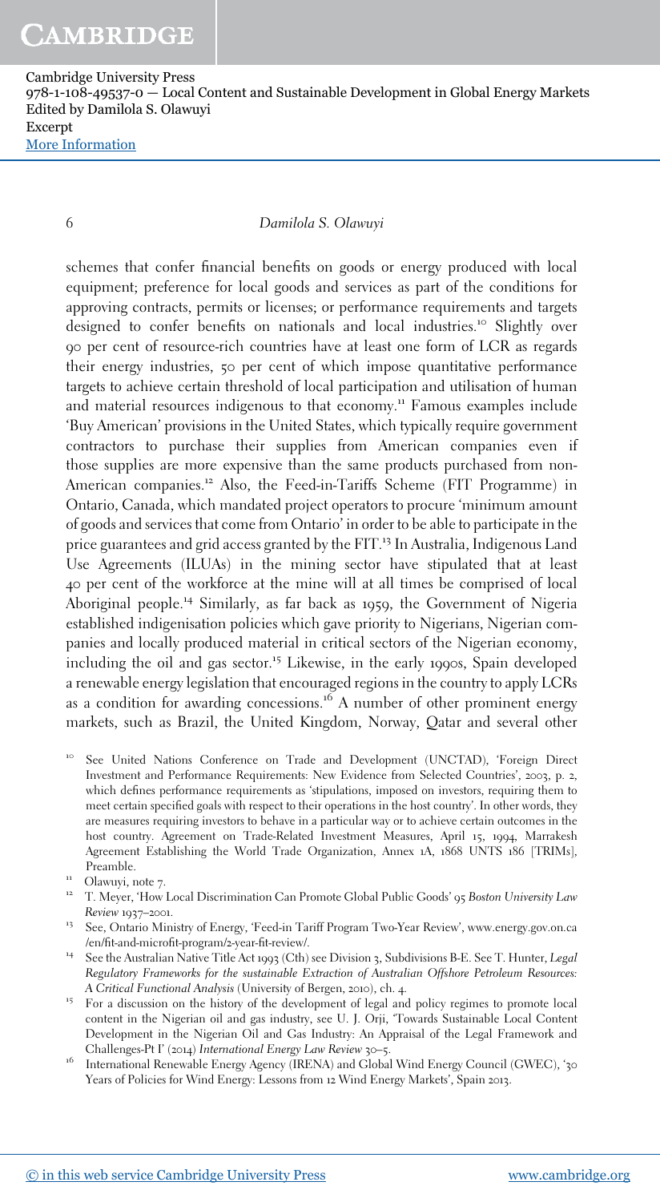schemes that confer financial benefits on goods or energy produced with local equipment; preference for local goods and services as part of the conditions for approving contracts, permits or licenses; or performance requirements and targets designed to confer benefits on nationals and local industries.[10] Slightly over 90 per cent of resource-rich countries have at least one form of LCR as regards their energy industries, 50 per cent of which impose quantitative performance targets to achieve certain threshold of local participation and utilisation of human and material resources indigenous to that economy.[11] Famous examples include 'Buy American' provisions in the United States, which typically require government contractors to purchase their supplies from American companies even if those supplies are more expensive than the same products purchased from non-American companies.[12] Also, the Feed-in-Tariffs Scheme (FIT Programme) in Ontario, Canada, which mandated project operators to procure 'minimum amount of goods and services that come from Ontario' in order to be able to participate in the price guarantees and grid access granted by the FIT.[13] In Australia, Indigenous Land Use Agreements (ILUAs) in the mining sector have stipulated that at least 40 per cent of the workforce at the mine will at all times be comprised of local Aboriginal people.[14] Similarly, as far back as 1959, the Government of Nigeria established indigenisation policies which gave priority to Nigerians, Nigerian companies and locally produced material in critical sectors of the Nigerian economy, including the oil and gas sector.[15] Likewise, in the early 1990s, Spain developed a renewable energy legislation that encouraged regions in the country to apply LCRs as a condition for awarding concessions.[16] A number of other prominent energy markets, such as Brazil, the United Kingdom, Norway, Qatar and several other

[10] See United Nations Conference on Trade and Development (UNCTAD), 'Foreign Direct Investment and Performance Requirements: New Evidence from Selected Countries', 2003, p. 2, which defines performance requirements as 'stipulations, imposed on investors, requiring them to meet certain specified goals with respect to their operations in the host country'. In other words, they are measures requiring investors to behave in a particular way or to achieve certain outcomes in the host country. Agreement on Trade-Related Investment Measures, April 15, 1994, Marrakesh Agreement Establishing the World Trade Organization, Annex 1A, 1868 UNTS 186 [TRIMs], Preamble.

[11] Olawuyi, note 7.

[12] T. Meyer, 'How Local Discrimination Can Promote Global Public Goods' 95 *Boston University Law Review* 1937–2001.

[13] See, Ontario Ministry of Energy, 'Feed-in Tariff Program Two-Year Review', www.energy.gov.on.ca/en/fit-and-microfit-program/2-year-fit-review/.

[14] See the Australian Native Title Act 1993 (Cth) see Division 3, Subdivisions B-E. See T. Hunter, *Legal Regulatory Frameworks for the sustainable Extraction of Australian Offshore Petroleum Resources: A Critical Functional Analysis* (University of Bergen, 2010), ch. 4.

[15] For a discussion on the history of the development of legal and policy regimes to promote local content in the Nigerian oil and gas industry, see U. J. Orji, 'Towards Sustainable Local Content Development in the Nigerian Oil and Gas Industry: An Appraisal of the Legal Framework and Challenges-Pt I' (2014) *International Energy Law Review* 30–5.

[16] International Renewable Energy Agency (IRENA) and Global Wind Energy Council (GWEC), '30 Years of Policies for Wind Energy: Lessons from 12 Wind Energy Markets', Spain 2013.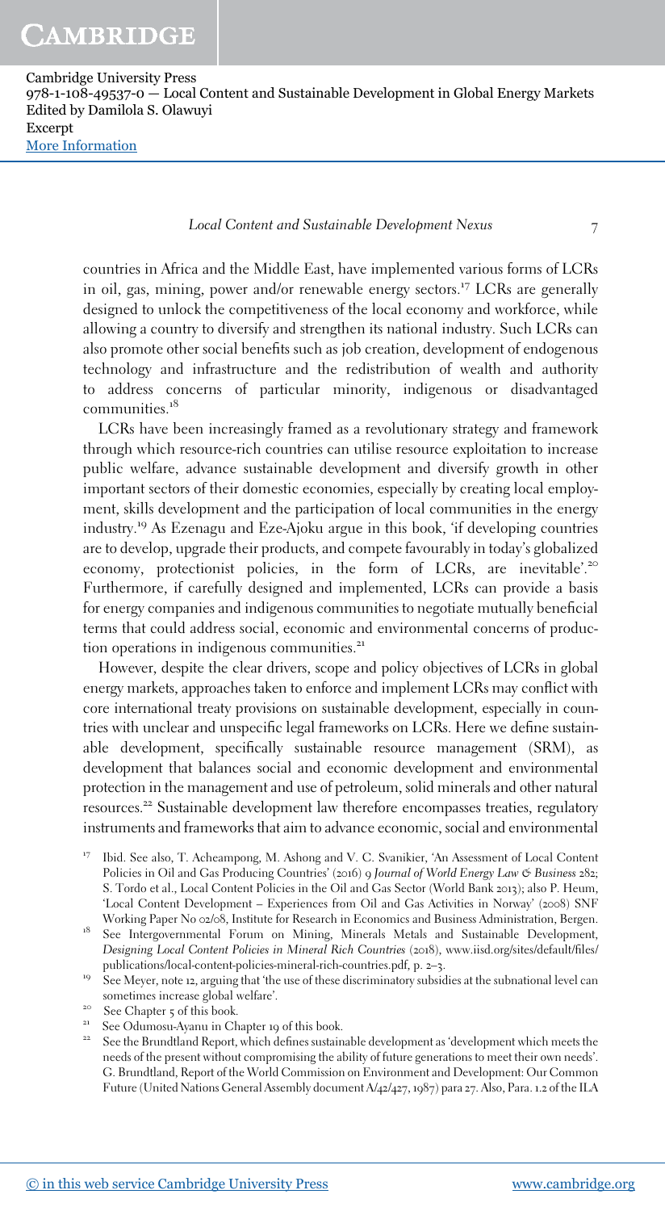countries in Africa and the Middle East, have implemented various forms of LCRs in oil, gas, mining, power and/or renewable energy sectors.[17] LCRs are generally designed to unlock the competitiveness of the local economy and workforce, while allowing a country to diversify and strengthen its national industry. Such LCRs can also promote other social benefits such as job creation, development of endogenous technology and infrastructure and the redistribution of wealth and authority to address concerns of particular minority, indigenous or disadvantaged communities.[18]

LCRs have been increasingly framed as a revolutionary strategy and framework through which resource-rich countries can utilise resource exploitation to increase public welfare, advance sustainable development and diversify growth in other important sectors of their domestic economies, especially by creating local employment, skills development and the participation of local communities in the energy industry.[19] As Ezenagu and Eze-Ajoku argue in this book, 'if developing countries are to develop, upgrade their products, and compete favourably in today's globalized economy, protectionist policies, in the form of LCRs, are inevitable'.[20] Furthermore, if carefully designed and implemented, LCRs can provide a basis for energy companies and indigenous communities to negotiate mutually beneficial terms that could address social, economic and environmental concerns of production operations in indigenous communities.[21]

However, despite the clear drivers, scope and policy objectives of LCRs in global energy markets, approaches taken to enforce and implement LCRs may conflict with core international treaty provisions on sustainable development, especially in countries with unclear and unspecific legal frameworks on LCRs. Here we define sustainable development, specifically sustainable resource management (SRM), as development that balances social and economic development and environmental protection in the management and use of petroleum, solid minerals and other natural resources.[22] Sustainable development law therefore encompasses treaties, regulatory instruments and frameworks that aim to advance economic, social and environmental

---

[17] Ibid. See also, T. Acheampong, M. Ashong and V. C. Svanikier, 'An Assessment of Local Content Policies in Oil and Gas Producing Countries' (2016) 9 *Journal of World Energy Law & Business* 282; S. Tordo et al., Local Content Policies in the Oil and Gas Sector (World Bank 2013); also P. Heum, 'Local Content Development – Experiences from Oil and Gas Activities in Norway' (2008) SNF Working Paper No 02/08, Institute for Research in Economics and Business Administration, Bergen.

[18] See Intergovernmental Forum on Mining, Minerals Metals and Sustainable Development, *Designing Local Content Policies in Mineral Rich Countries* (2018), www.iisd.org/sites/default/files/publications/local-content-policies-mineral-rich-countries.pdf, p. 2–3.

[19] See Meyer, note 12, arguing that 'the use of these discriminatory subsidies at the subnational level can sometimes increase global welfare'.

[20] See Chapter 5 of this book.

[21] See Odumosu-Ayanu in Chapter 19 of this book.

[22] See the Brundtland Report, which defines sustainable development as 'development which meets the needs of the present without compromising the ability of future generations to meet their own needs'. G. Brundtland, Report of the World Commission on Environment and Development: Our Common Future (United Nations General Assembly document A/42/427, 1987) para 27. Also, Para. 1.2 of the ILA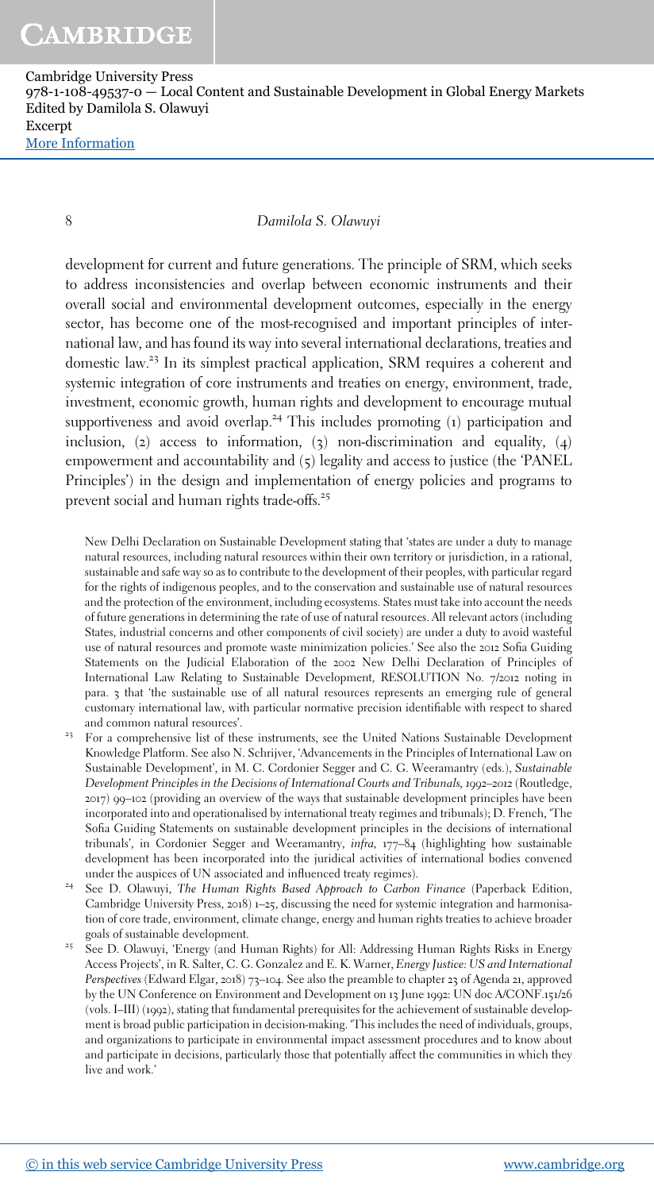development for current and future generations. The principle of SRM, which seeks to address inconsistencies and overlap between economic instruments and their overall social and environmental development outcomes, especially in the energy sector, has become one of the most-recognised and important principles of international law, and has found its way into several international declarations, treaties and domestic law.[23] In its simplest practical application, SRM requires a coherent and systemic integration of core instruments and treaties on energy, environment, trade, investment, economic growth, human rights and development to encourage mutual supportiveness and avoid overlap.[24] This includes promoting (1) participation and inclusion, (2) access to information, (3) non-discrimination and equality, (4) empowerment and accountability and (5) legality and access to justice (the 'PANEL Principles') in the design and implementation of energy policies and programs to prevent social and human rights trade-offs.[25]

New Delhi Declaration on Sustainable Development stating that 'states are under a duty to manage natural resources, including natural resources within their own territory or jurisdiction, in a rational, sustainable and safe way so as to contribute to the development of their peoples, with particular regard for the rights of indigenous peoples, and to the conservation and sustainable use of natural resources and the protection of the environment, including ecosystems. States must take into account the needs of future generations in determining the rate of use of natural resources. All relevant actors (including States, industrial concerns and other components of civil society) are under a duty to avoid wasteful use of natural resources and promote waste minimization policies.' See also the 2012 Sofia Guiding Statements on the Judicial Elaboration of the 2002 New Delhi Declaration of Principles of International Law Relating to Sustainable Development, RESOLUTION No. 7/2012 noting in para. 3 that 'the sustainable use of all natural resources represents an emerging rule of general customary international law, with particular normative precision identifiable with respect to shared and common natural resources'.

[23] For a comprehensive list of these instruments, see the United Nations Sustainable Development Knowledge Platform. See also N. Schrijver, 'Advancements in the Principles of International Law on Sustainable Development', in M. C. Cordonier Segger and C. G. Weeramantry (eds.), *Sustainable Development Principles in the Decisions of International Courts and Tribunals, 1992–2012* (Routledge, 2017) 99–102 (providing an overview of the ways that sustainable development principles have been incorporated into and operationalised by international treaty regimes and tribunals); D. French, 'The Sofia Guiding Statements on sustainable development principles in the decisions of international tribunals', in Cordonier Segger and Weeramantry, *infra*, 177–84 (highlighting how sustainable development has been incorporated into the juridical activities of international bodies convened under the auspices of UN associated and influenced treaty regimes).

[24] See D. Olawuyi, *The Human Rights Based Approach to Carbon Finance* (Paperback Edition, Cambridge University Press, 2018) 1–25, discussing the need for systemic integration and harmonisation of core trade, environment, climate change, energy and human rights treaties to achieve broader goals of sustainable development.

[25] See D. Olawuyi, 'Energy (and Human Rights) for All: Addressing Human Rights Risks in Energy Access Projects', in R. Salter, C. G. Gonzalez and E. K. Warner, *Energy Justice: US and International Perspectives* (Edward Elgar, 2018) 73–104. See also the preamble to chapter 23 of Agenda 21, approved by the UN Conference on Environment and Development on 13 June 1992: UN doc A/CONF.151/26 (vols. I–III) (1992), stating that fundamental prerequisites for the achievement of sustainable development is broad public participation in decision-making. 'This includes the need of individuals, groups, and organizations to participate in environmental impact assessment procedures and to know about and participate in decisions, particularly those that potentially affect the communities in which they live and work.'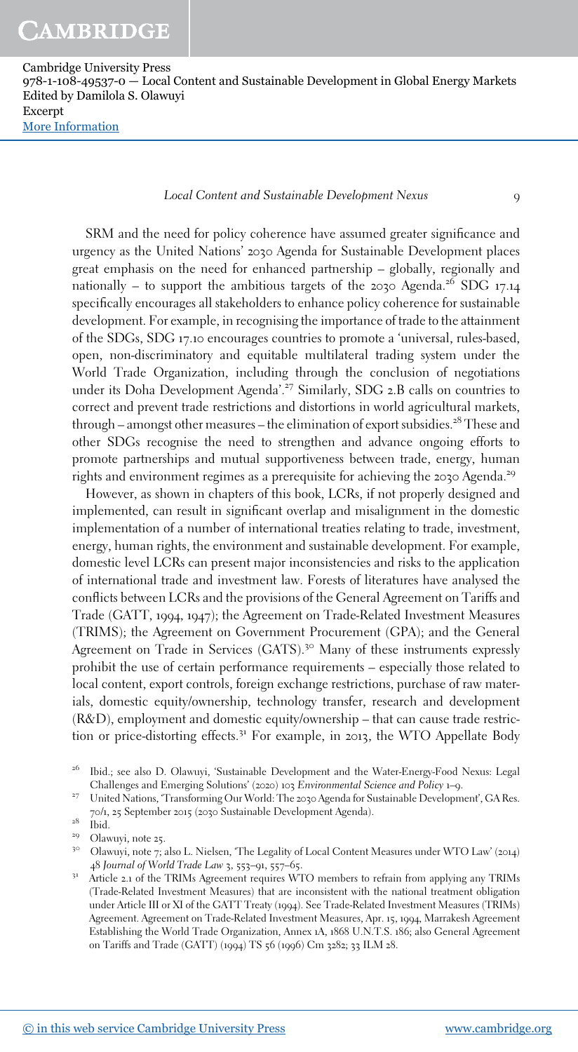SRM and the need for policy coherence have assumed greater significance and urgency as the United Nations' 2030 Agenda for Sustainable Development places great emphasis on the need for enhanced partnership – globally, regionally and nationally – to support the ambitious targets of the 2030 Agenda.[26] SDG 17.14 specifically encourages all stakeholders to enhance policy coherence for sustainable development. For example, in recognising the importance of trade to the attainment of the SDGs, SDG 17.10 encourages countries to promote a 'universal, rules-based, open, non-discriminatory and equitable multilateral trading system under the World Trade Organization, including through the conclusion of negotiations under its Doha Development Agenda'.[27] Similarly, SDG 2.B calls on countries to correct and prevent trade restrictions and distortions in world agricultural markets, through – amongst other measures – the elimination of export subsidies.[28] These and other SDGs recognise the need to strengthen and advance ongoing efforts to promote partnerships and mutual supportiveness between trade, energy, human rights and environment regimes as a prerequisite for achieving the 2030 Agenda.[29]

However, as shown in chapters of this book, LCRs, if not properly designed and implemented, can result in significant overlap and misalignment in the domestic implementation of a number of international treaties relating to trade, investment, energy, human rights, the environment and sustainable development. For example, domestic level LCRs can present major inconsistencies and risks to the application of international trade and investment law. Forests of literatures have analysed the conflicts between LCRs and the provisions of the General Agreement on Tariffs and Trade (GATT, 1994, 1947); the Agreement on Trade-Related Investment Measures (TRIMS); the Agreement on Government Procurement (GPA); and the General Agreement on Trade in Services (GATS).[30] Many of these instruments expressly prohibit the use of certain performance requirements – especially those related to local content, export controls, foreign exchange restrictions, purchase of raw materials, domestic equity/ownership, technology transfer, research and development (R&D), employment and domestic equity/ownership – that can cause trade restriction or price-distorting effects.[31] For example, in 2013, the WTO Appellate Body

[26] Ibid.; see also D. Olawuyi, 'Sustainable Development and the Water-Energy-Food Nexus: Legal Challenges and Emerging Solutions' (2020) 103 *Environmental Science and Policy* 1–9.

[27] United Nations, 'Transforming Our World: The 2030 Agenda for Sustainable Development', GA Res. 70/1, 25 September 2015 (2030 Sustainable Development Agenda).

[28] Ibid.

[29] Olawuyi, note 25.

[30] Olawuyi, note 7; also L. Nielsen, 'The Legality of Local Content Measures under WTO Law' (2014) 48 *Journal of World Trade Law* 3, 553–91, 557–65.

[31] Article 2.1 of the TRIMs Agreement requires WTO members to refrain from applying any TRIMs (Trade-Related Investment Measures) that are inconsistent with the national treatment obligation under Article III or XI of the GATT Treaty (1994). See Trade-Related Investment Measures (TRIMs) Agreement. Agreement on Trade-Related Investment Measures, Apr. 15, 1994, Marrakesh Agreement Establishing the World Trade Organization, Annex 1A, 1868 U.N.T.S. 186; also General Agreement on Tariffs and Trade (GATT) (1994) TS 56 (1996) Cm 3282; 33 ILM 28.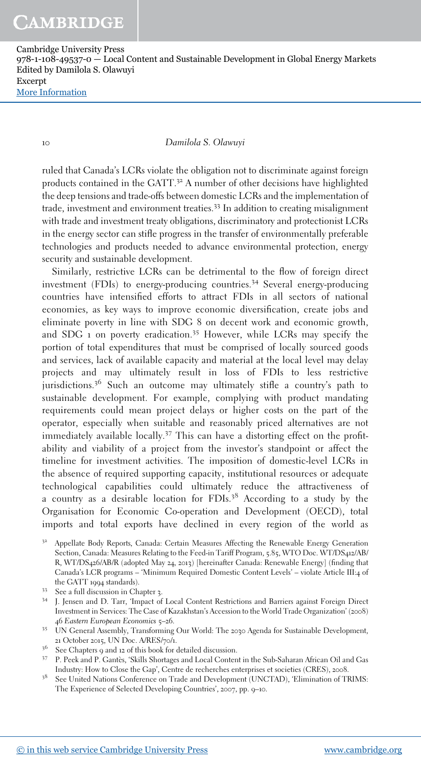ruled that Canada's LCRs violate the obligation not to discriminate against foreign products contained in the GATT.[32] A number of other decisions have highlighted the deep tensions and trade-offs between domestic LCRs and the implementation of trade, investment and environment treaties.[33] In addition to creating misalignment with trade and investment treaty obligations, discriminatory and protectionist LCRs in the energy sector can stifle progress in the transfer of environmentally preferable technologies and products needed to advance environmental protection, energy security and sustainable development.

Similarly, restrictive LCRs can be detrimental to the flow of foreign direct investment (FDIs) to energy-producing countries.[34] Several energy-producing countries have intensified efforts to attract FDIs in all sectors of national economies, as key ways to improve economic diversification, create jobs and eliminate poverty in line with SDG 8 on decent work and economic growth, and SDG 1 on poverty eradication.[35] However, while LCRs may specify the portion of total expenditures that must be comprised of locally sourced goods and services, lack of available capacity and material at the local level may delay projects and may ultimately result in loss of FDIs to less restrictive jurisdictions.[36] Such an outcome may ultimately stifle a country's path to sustainable development. For example, complying with product mandating requirements could mean project delays or higher costs on the part of the operator, especially when suitable and reasonably priced alternatives are not immediately available locally.[37] This can have a distorting effect on the profitability and viability of a project from the investor's standpoint or affect the timeline for investment activities. The imposition of domestic-level LCRs in the absence of required supporting capacity, institutional resources or adequate technological capabilities could ultimately reduce the attractiveness of a country as a desirable location for FDIs.[38] According to a study by the Organisation for Economic Co-operation and Development (OECD), total imports and total exports have declined in every region of the world as

[32] Appellate Body Reports, Canada: Certain Measures Affecting the Renewable Energy Generation Section, Canada: Measures Relating to the Feed-in Tariff Program, 5.85, WTO Doc. WT/DS412/AB/R, WT/DS426/AB/R (adopted May 24, 2013) [hereinafter Canada: Renewable Energy] (finding that Canada's LCR programs – 'Minimum Required Domestic Content Levels' – violate Article III:4 of the GATT 1994 standards).

[33] See a full discussion in Chapter 3.

[34] J. Jensen and D. Tarr, 'Impact of Local Content Restrictions and Barriers against Foreign Direct Investment in Services: The Case of Kazakhstan's Accession to the World Trade Organization' (2008) 46 *Eastern European Economics* 5–26.

[35] UN General Assembly, Transforming Our World: The 2030 Agenda for Sustainable Development, 21 October 2015, UN Doc. A/RES/70/1.

[36] See Chapters 9 and 12 of this book for detailed discussion.

[37] P. Peek and P. Gantès, 'Skills Shortages and Local Content in the Sub-Saharan African Oil and Gas Industry: How to Close the Gap', Centre de recherches enterprises et societies (CRES), 2008.

[38] See United Nations Conference on Trade and Development (UNCTAD), 'Elimination of TRIMS: The Experience of Selected Developing Countries', 2007, pp. 9–10.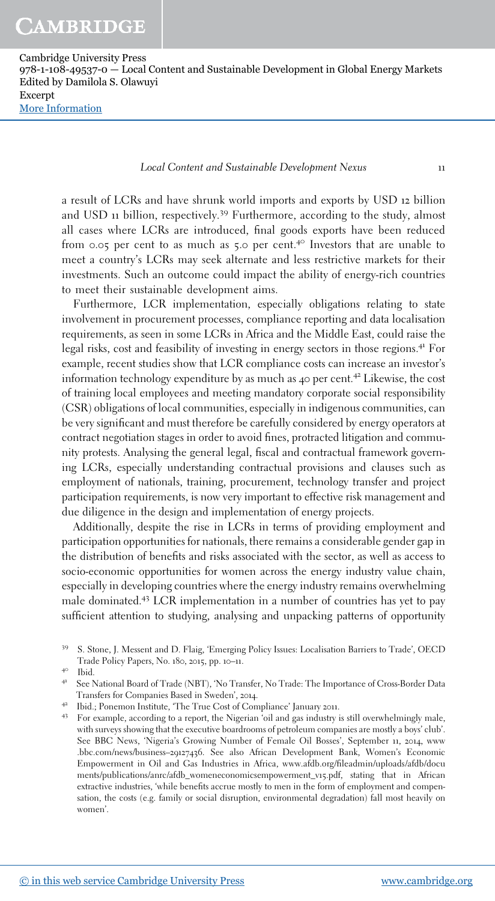a result of LCRs and have shrunk world imports and exports by USD 12 billion and USD 11 billion, respectively.[39] Furthermore, according to the study, almost all cases where LCRs are introduced, final goods exports have been reduced from 0.05 per cent to as much as 5.0 per cent.[40] Investors that are unable to meet a country's LCRs may seek alternate and less restrictive markets for their investments. Such an outcome could impact the ability of energy-rich countries to meet their sustainable development aims.

Furthermore, LCR implementation, especially obligations relating to state involvement in procurement processes, compliance reporting and data localisation requirements, as seen in some LCRs in Africa and the Middle East, could raise the legal risks, cost and feasibility of investing in energy sectors in those regions.[41] For example, recent studies show that LCR compliance costs can increase an investor's information technology expenditure by as much as 40 per cent.[42] Likewise, the cost of training local employees and meeting mandatory corporate social responsibility (CSR) obligations of local communities, especially in indigenous communities, can be very significant and must therefore be carefully considered by energy operators at contract negotiation stages in order to avoid fines, protracted litigation and community protests. Analysing the general legal, fiscal and contractual framework governing LCRs, especially understanding contractual provisions and clauses such as employment of nationals, training, procurement, technology transfer and project participation requirements, is now very important to effective risk management and due diligence in the design and implementation of energy projects.

Additionally, despite the rise in LCRs in terms of providing employment and participation opportunities for nationals, there remains a considerable gender gap in the distribution of benefits and risks associated with the sector, as well as access to socio-economic opportunities for women across the energy industry value chain, especially in developing countries where the energy industry remains overwhelming male dominated.[43] LCR implementation in a number of countries has yet to pay sufficient attention to studying, analysing and unpacking patterns of opportunity

[39] S. Stone, J. Messent and D. Flaig, 'Emerging Policy Issues: Localisation Barriers to Trade', OECD Trade Policy Papers, No. 180, 2015, pp. 10–11.

[40] Ibid.

[41] See National Board of Trade (NBT), 'No Transfer, No Trade: The Importance of Cross-Border Data Transfers for Companies Based in Sweden', 2014.

[42] Ibid.; Ponemon Institute, 'The True Cost of Compliance' January 2011.

[43] For example, according to a report, the Nigerian 'oil and gas industry is still overwhelmingly male, with surveys showing that the executive boardrooms of petroleum companies are mostly a boys' club'. See BBC News, 'Nigeria's Growing Number of Female Oil Bosses', September 11, 2014, www.bbc.com/news/business-29127436. See also African Development Bank, Women's Economic Empowerment in Oil and Gas Industries in Africa, www.afdb.org/fileadmin/uploads/afdb/documents/publications/anrc/afdb_womeneconomicsempowerment_v15.pdf, stating that in African extractive industries, 'while benefits accrue mostly to men in the form of employment and compensation, the costs (e.g. family or social disruption, environmental degradation) fall most heavily on women'.